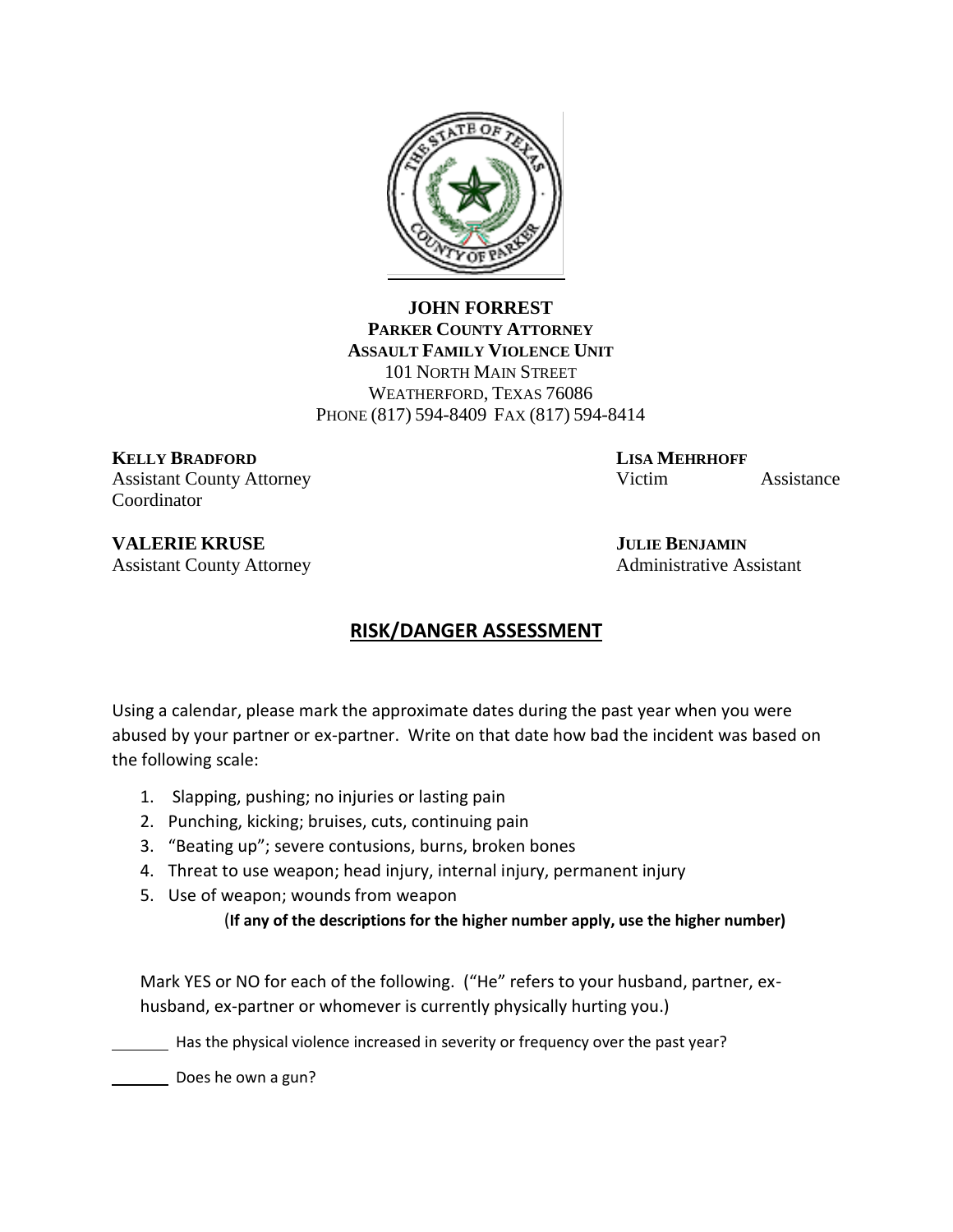**JOHN FORREST**
**PARKER COUNTY ATTORNEY**
**ASSAULT FAMILY VIOLENCE UNIT**
101 NORTH MAIN STREET
WEATHERFORD, TEXAS 76086
PHONE (817) 594-8409 FAX (817) 594-8414

**KELLY BRADFORD**
Assistant County Attorney

**LISA MEHRHOFF**
Victim Assistance Coordinator

**VALERIE KRUSE**
Assistant County Attorney

**JULIE BENJAMIN**
Administrative Assistant

## RISK/DANGER ASSESSMENT

Using a calendar, please mark the approximate dates during the past year when you were abused by your partner or ex-partner. Write on that date how bad the incident was based on the following scale:

1. Slapping, pushing; no injuries or lasting pain
2. Punching, kicking; bruises, cuts, continuing pain
3. "Beating up"; severe contusions, burns, broken bones
4. Threat to use weapon; head injury, internal injury, permanent injury
5. Use of weapon; wounds from weapon

(**If any of the descriptions for the higher number apply, use the higher number**)

Mark YES or NO for each of the following. ("He" refers to your husband, partner, ex-husband, ex-partner or whomever is currently physically hurting you.)

_______ Has the physical violence increased in severity or frequency over the past year?

_______ Does he own a gun?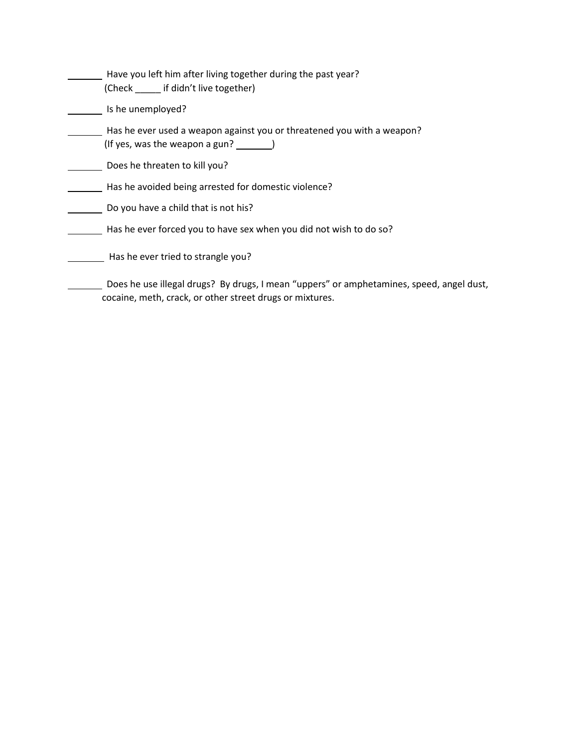_______ Have you left him after living together during the past year?
(Check _____ if didn't live together)

_______ Is he unemployed?

_______ Has he ever used a weapon against you or threatened you with a weapon?
(If yes, was the weapon a gun? _______)

_______ Does he threaten to kill you?

_______ Has he avoided being arrested for domestic violence?

_______ Do you have a child that is not his?

_______ Has he ever forced you to have sex when you did not wish to do so?

_______ Has he ever tried to strangle you?

_______ Does he use illegal drugs? By drugs, I mean "uppers" or amphetamines, speed, angel dust, cocaine, meth, crack, or other street drugs or mixtures.